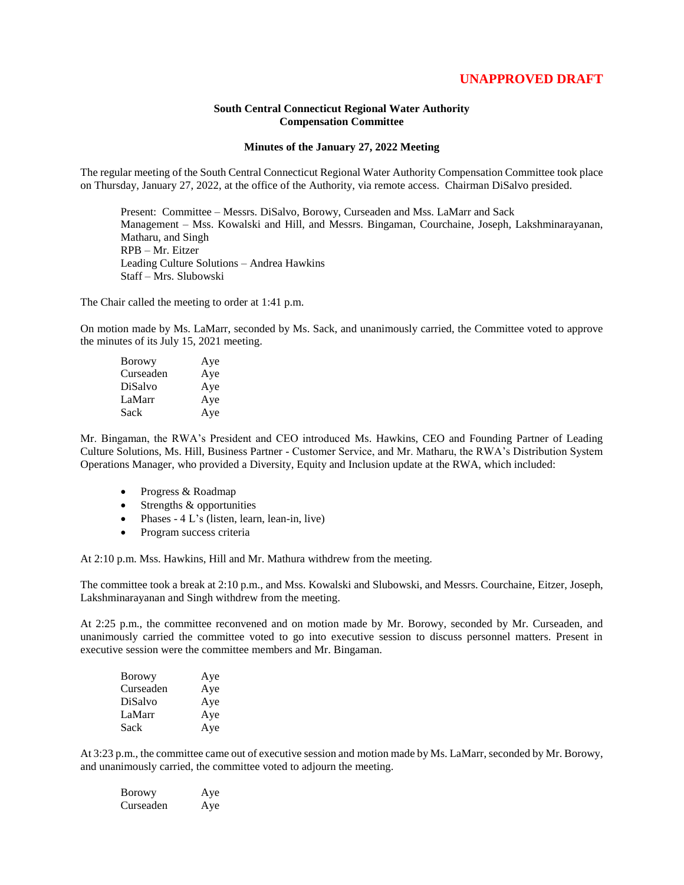**UNAPPROVED DRAFT**

**South Central Connecticut Regional Water Authority**
**Compensation Committee**

**Minutes of the January 27, 2022 Meeting**

The regular meeting of the South Central Connecticut Regional Water Authority Compensation Committee took place on Thursday, January 27, 2022, at the office of the Authority, via remote access. Chairman DiSalvo presided.

> Present: Committee – Messrs. DiSalvo, Borowy, Curseaden and Mss. LaMarr and Sack
> Management – Mss. Kowalski and Hill, and Messrs. Bingaman, Courchaine, Joseph, Lakshminarayanan, Matharu, and Singh
> RPB – Mr. Eitzer
> Leading Culture Solutions – Andrea Hawkins
> Staff – Mrs. Slubowski

The Chair called the meeting to order at 1:41 p.m.

On motion made by Ms. LaMarr, seconded by Ms. Sack, and unanimously carried, the Committee voted to approve the minutes of its July 15, 2021 meeting.

| | |
|---|---|
| Borowy | Aye |
| Curseaden | Aye |
| DiSalvo | Aye |
| LaMarr | Aye |
| Sack | Aye |

Mr. Bingaman, the RWA's President and CEO introduced Ms. Hawkins, CEO and Founding Partner of Leading Culture Solutions, Ms. Hill, Business Partner - Customer Service, and Mr. Matharu, the RWA's Distribution System Operations Manager, who provided a Diversity, Equity and Inclusion update at the RWA, which included:

- Progress & Roadmap
- Strengths & opportunities
- Phases - 4 L's (listen, learn, lean-in, live)
- Program success criteria

At 2:10 p.m. Mss. Hawkins, Hill and Mr. Mathura withdrew from the meeting.

The committee took a break at 2:10 p.m., and Mss. Kowalski and Slubowski, and Messrs. Courchaine, Eitzer, Joseph, Lakshminarayanan and Singh withdrew from the meeting.

At 2:25 p.m., the committee reconvened and on motion made by Mr. Borowy, seconded by Mr. Curseaden, and unanimously carried the committee voted to go into executive session to discuss personnel matters. Present in executive session were the committee members and Mr. Bingaman.

| | |
|---|---|
| Borowy | Aye |
| Curseaden | Aye |
| DiSalvo | Aye |
| LaMarr | Aye |
| Sack | Aye |

At 3:23 p.m., the committee came out of executive session and motion made by Ms. LaMarr, seconded by Mr. Borowy, and unanimously carried, the committee voted to adjourn the meeting.

| | |
|---|---|
| Borowy | Aye |
| Curseaden | Aye |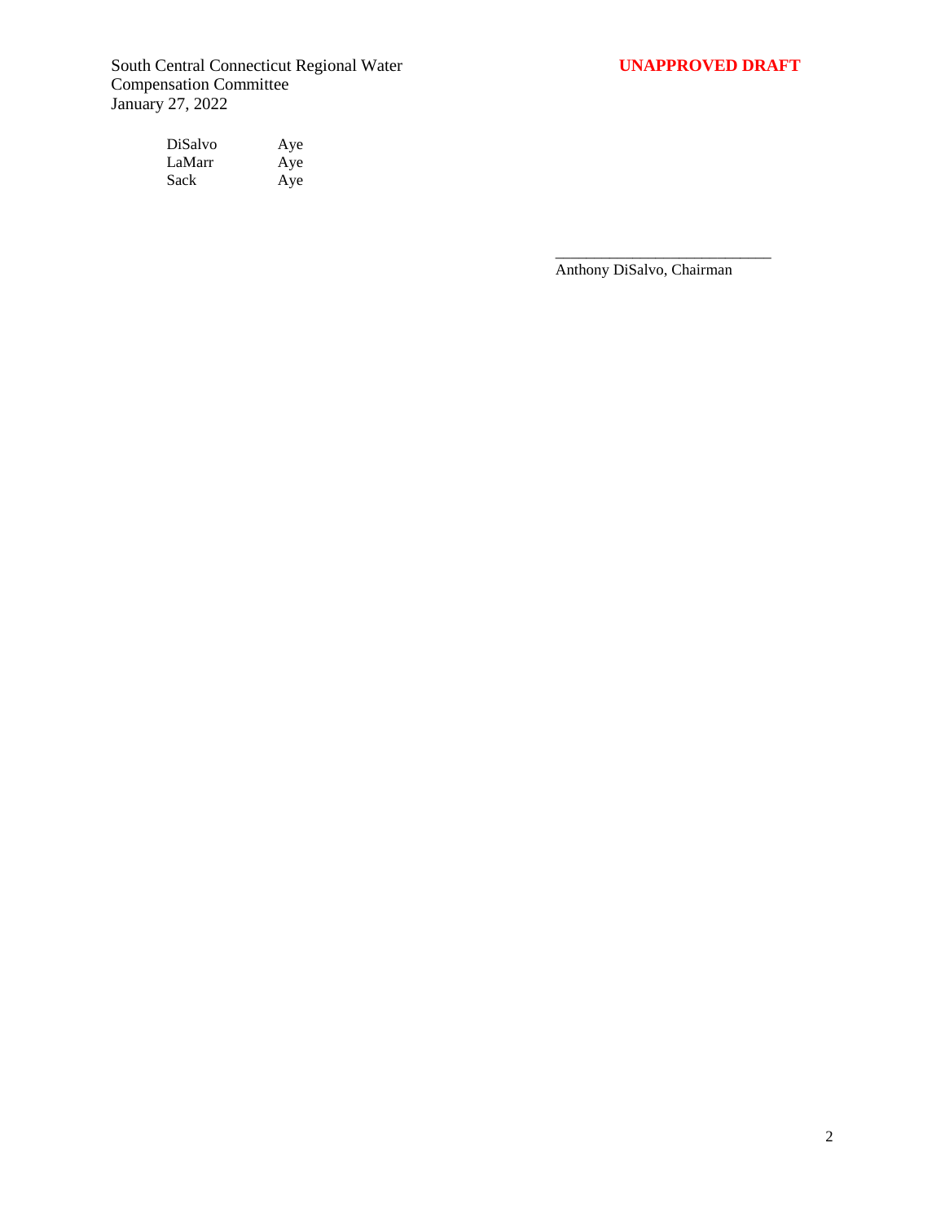| | |
|---|---|
| DiSalvo | Aye |
| LaMarr | Aye |
| Sack | Aye |

\_\_\_\_\_\_\_\_\_\_\_\_\_\_\_\_\_\_\_\_\_\_\_\_\_\_\_\_

Anthony DiSalvo, Chairman